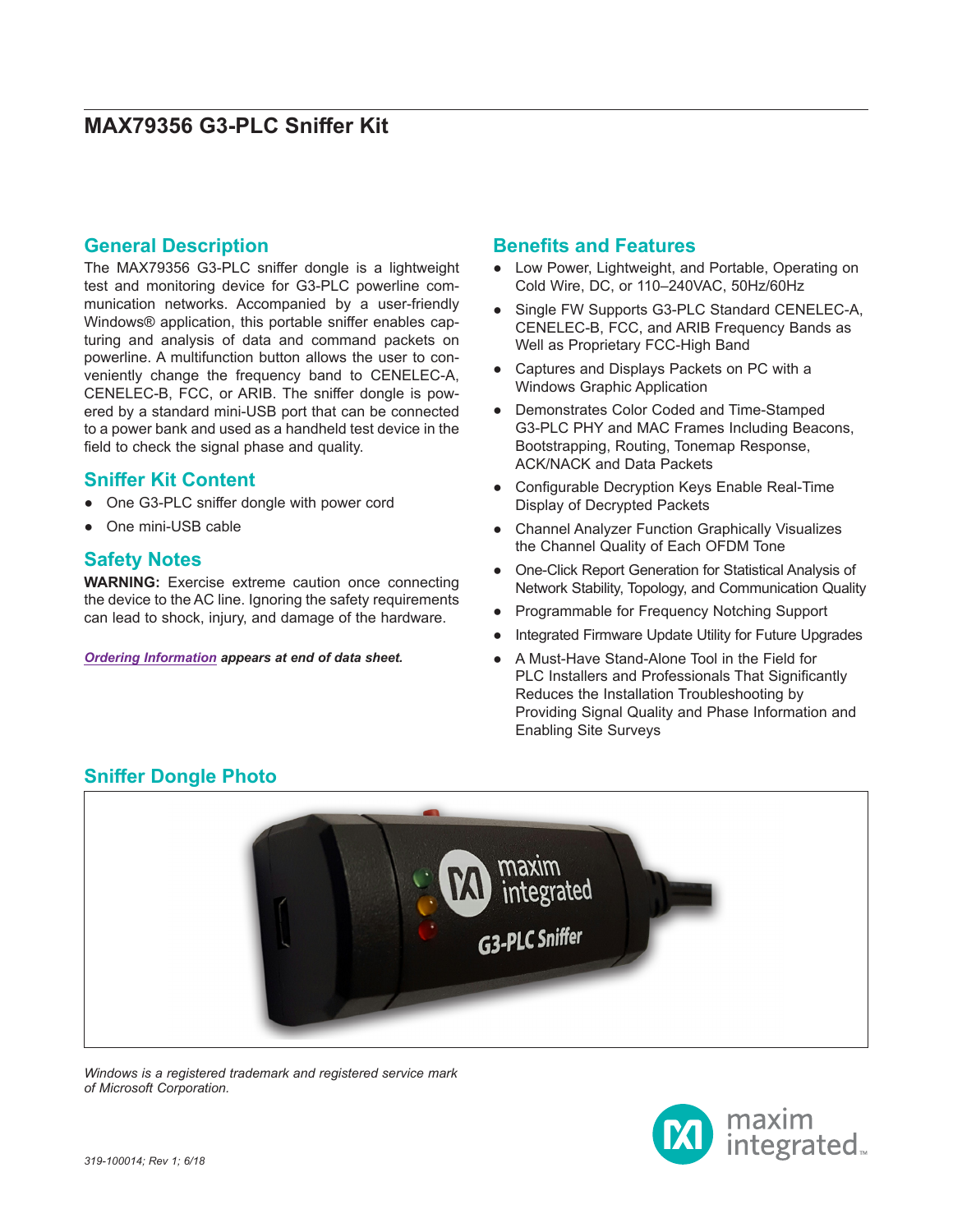# MAX79356 G3-PLC Sniffer Kit

## General Description

The MAX79356 G3-PLC sniffer dongle is a lightweight test and monitoring device for G3-PLC powerline communication networks. Accompanied by a user-friendly Windows® application, this portable sniffer enables capturing and analysis of data and command packets on powerline. A multifunction button allows the user to conveniently change the frequency band to CENELEC-A, CENELEC-B, FCC, or ARIB. The sniffer dongle is powered by a standard mini-USB port that can be connected to a power bank and used as a handheld test device in the field to check the signal phase and quality.

## Sniffer Kit Content

- One G3-PLC sniffer dongle with power cord
- One mini-USB cable

## Safety Notes

**WARNING:** Exercise extreme caution once connecting the device to the AC line. Ignoring the safety requirements can lead to shock, injury, and damage of the hardware.

***Ordering Information** appears at end of data sheet.*

## Benefits and Features

- Low Power, Lightweight, and Portable, Operating on Cold Wire, DC, or 110–240VAC, 50Hz/60Hz
- Single FW Supports G3-PLC Standard CENELEC-A, CENELEC-B, FCC, and ARIB Frequency Bands as Well as Proprietary FCC-High Band
- Captures and Displays Packets on PC with a Windows Graphic Application
- Demonstrates Color Coded and Time-Stamped G3-PLC PHY and MAC Frames Including Beacons, Bootstrapping, Routing, Tonemap Response, ACK/NACK and Data Packets
- Configurable Decryption Keys Enable Real-Time Display of Decrypted Packets
- Channel Analyzer Function Graphically Visualizes the Channel Quality of Each OFDM Tone
- One-Click Report Generation for Statistical Analysis of Network Stability, Topology, and Communication Quality
- Programmable for Frequency Notching Support
- Integrated Firmware Update Utility for Future Upgrades
- A Must-Have Stand-Alone Tool in the Field for PLC Installers and Professionals That Significantly Reduces the Installation Troubleshooting by Providing Signal Quality and Phase Information and Enabling Site Surveys

## Sniffer Dongle Photo

*Windows is a registered trademark and registered service mark of Microsoft Corporation.*

*319-100014; Rev 1; 6/18*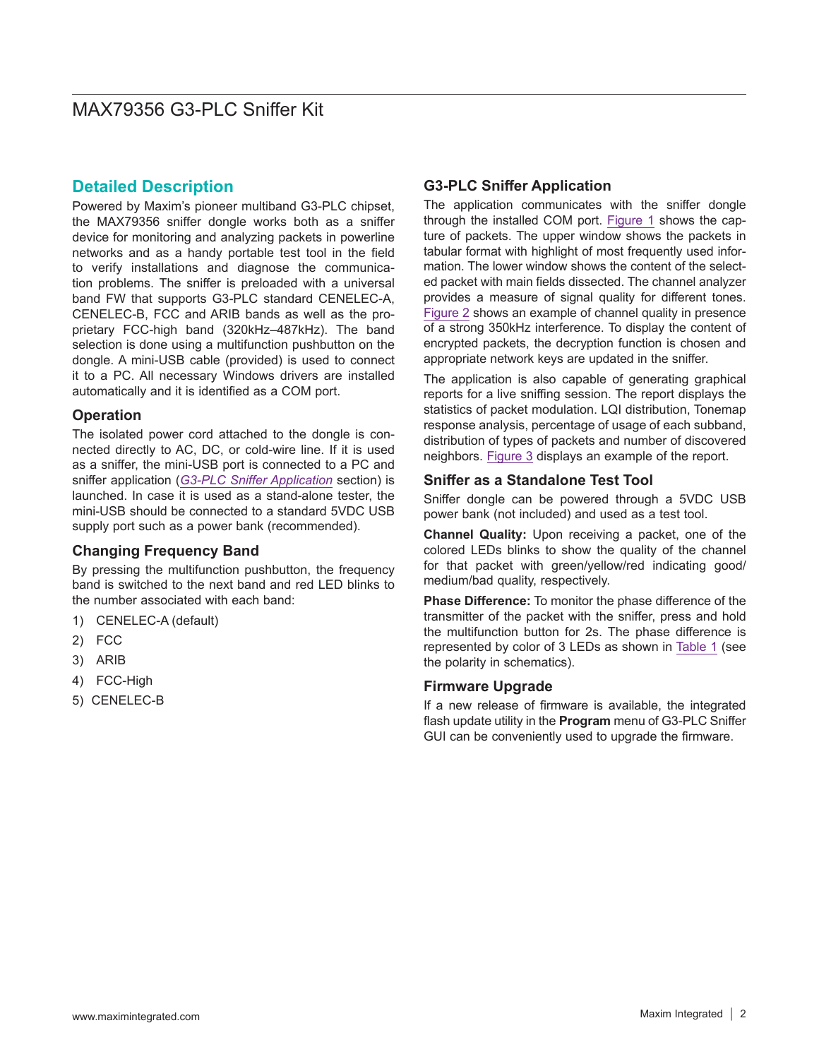## Detailed Description

Powered by Maxim's pioneer multiband G3-PLC chipset, the MAX79356 sniffer dongle works both as a sniffer device for monitoring and analyzing packets in powerline networks and as a handy portable test tool in the field to verify installations and diagnose the communication problems. The sniffer is preloaded with a universal band FW that supports G3-PLC standard CENELEC-A, CENELEC-B, FCC and ARIB bands as well as the proprietary FCC-high band (320kHz–487kHz). The band selection is done using a multifunction pushbutton on the dongle. A mini-USB cable (provided) is used to connect it to a PC. All necessary Windows drivers are installed automatically and it is identified as a COM port.

### Operation

The isolated power cord attached to the dongle is connected directly to AC, DC, or cold-wire line. If it is used as a sniffer, the mini-USB port is connected to a PC and sniffer application (*G3-PLC Sniffer Application* section) is launched. In case it is used as a stand-alone tester, the mini-USB should be connected to a standard 5VDC USB supply port such as a power bank (recommended).

### Changing Frequency Band

By pressing the multifunction pushbutton, the frequency band is switched to the next band and red LED blinks to the number associated with each band:

1) CENELEC-A (default)
2) FCC
3) ARIB
4) FCC-High
5) CENELEC-B

### G3-PLC Sniffer Application

The application communicates with the sniffer dongle through the installed COM port. Figure 1 shows the capture of packets. The upper window shows the packets in tabular format with highlight of most frequently used information. The lower window shows the content of the selected packet with main fields dissected. The channel analyzer provides a measure of signal quality for different tones. Figure 2 shows an example of channel quality in presence of a strong 350kHz interference. To display the content of encrypted packets, the decryption function is chosen and appropriate network keys are updated in the sniffer.

The application is also capable of generating graphical reports for a live sniffing session. The report displays the statistics of packet modulation. LQI distribution, Tonemap response analysis, percentage of usage of each subband, distribution of types of packets and number of discovered neighbors. Figure 3 displays an example of the report.

### Sniffer as a Standalone Test Tool

Sniffer dongle can be powered through a 5VDC USB power bank (not included) and used as a test tool.

**Channel Quality:** Upon receiving a packet, one of the colored LEDs blinks to show the quality of the channel for that packet with green/yellow/red indicating good/medium/bad quality, respectively.

**Phase Difference:** To monitor the phase difference of the transmitter of the packet with the sniffer, press and hold the multifunction button for 2s. The phase difference is represented by color of 3 LEDs as shown in Table 1 (see the polarity in schematics).

### Firmware Upgrade

If a new release of firmware is available, the integrated flash update utility in the **Program** menu of G3-PLC Sniffer GUI can be conveniently used to upgrade the firmware.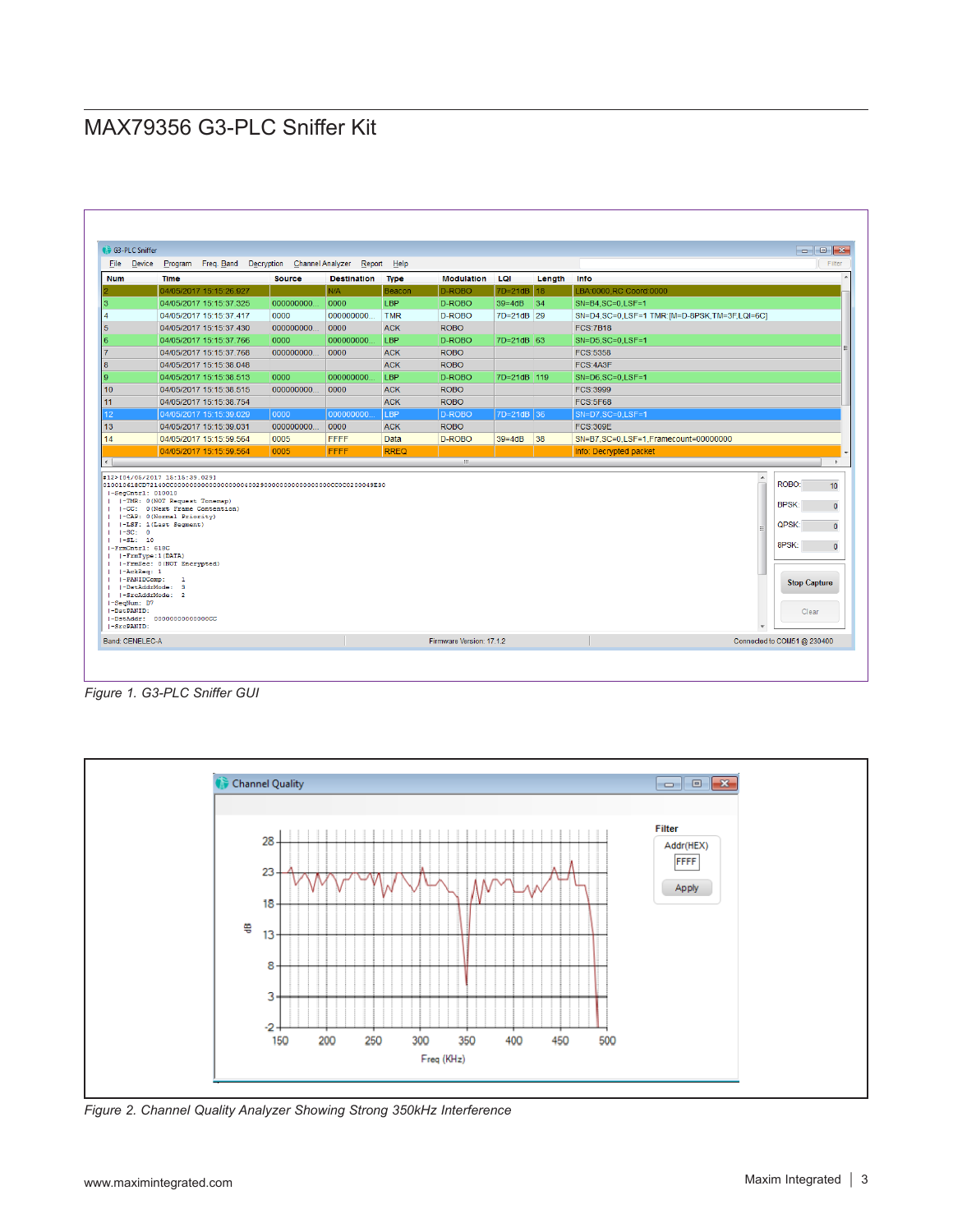# MAX79356 G3-PLC Sniffer Kit

Figure 1. G3-PLC Sniffer GUI

Figure 2. Channel Quality Analyzer Showing Strong 350kHz Interference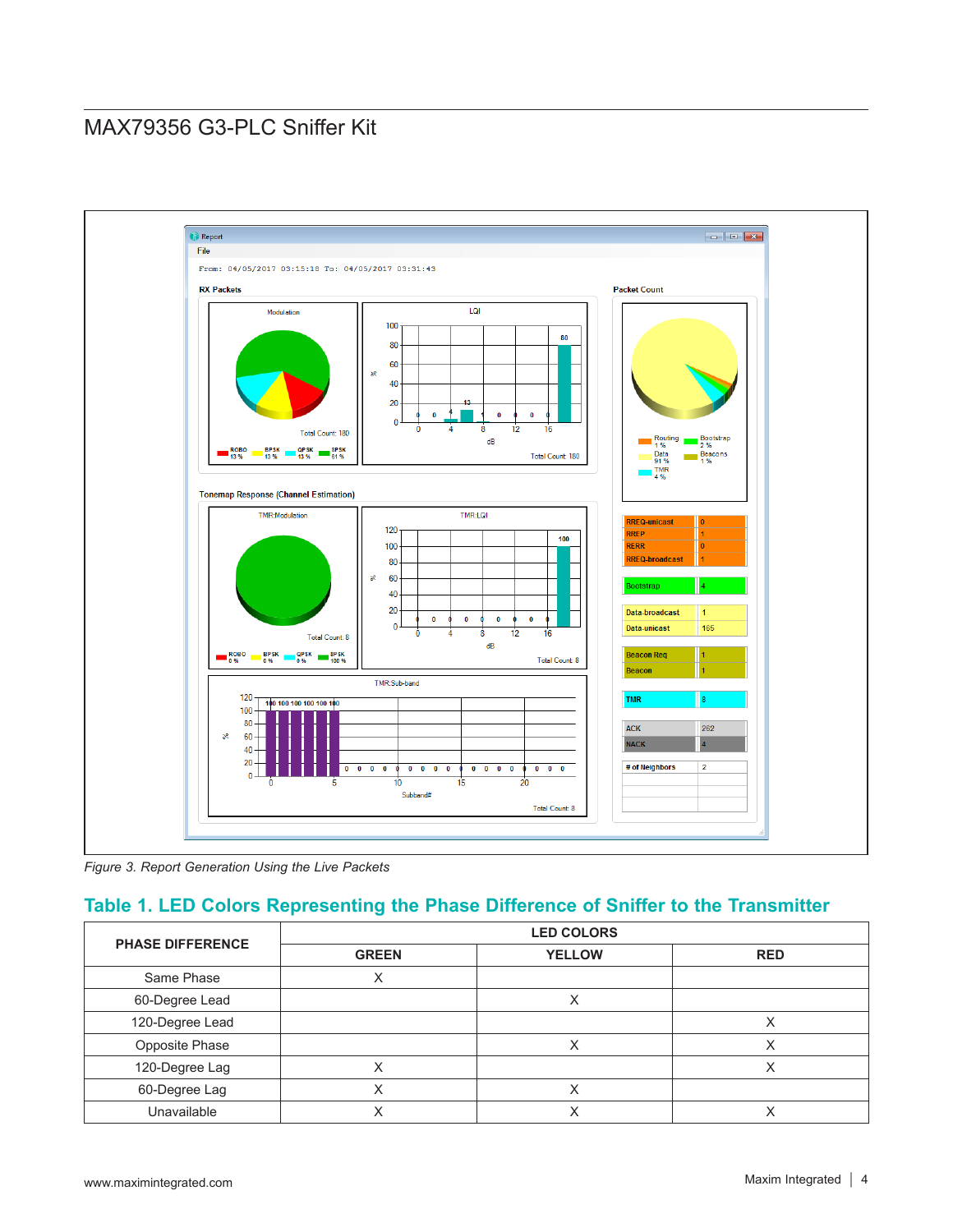Figure 3. Report Generation Using the Live Packets

## Table 1. LED Colors Representing the Phase Difference of Sniffer to the Transmitter

| PHASE DIFFERENCE | LED COLORS | | |
|---|---|---|---|
| | GREEN | YELLOW | RED |
| Same Phase | X | | |
| 60-Degree Lead | | X | |
| 120-Degree Lead | | | X |
| Opposite Phase | | X | X |
| 120-Degree Lag | X | | X |
| 60-Degree Lag | X | X | |
| Unavailable | X | X | X |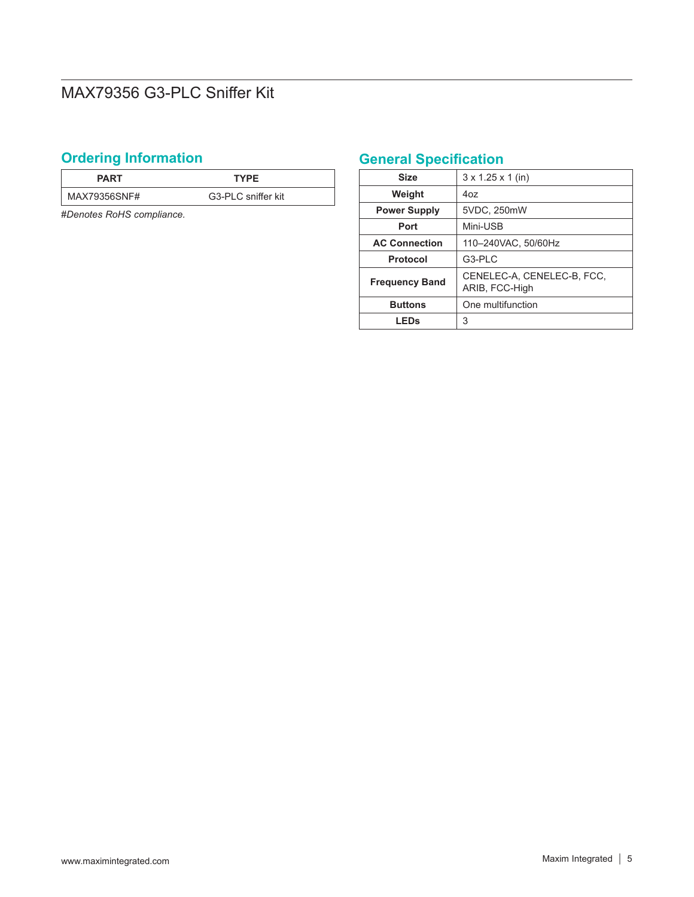## Ordering Information

| PART | TYPE |
|---|---|
| MAX79356SNF# | G3-PLC sniffer kit |

*#Denotes RoHS compliance.*

## General Specification

| | |
|---|---|
| **Size** | 3 x 1.25 x 1 (in) |
| **Weight** | 4oz |
| **Power Supply** | 5VDC, 250mW |
| **Port** | Mini-USB |
| **AC Connection** | 110–240VAC, 50/60Hz |
| **Protocol** | G3-PLC |
| **Frequency Band** | CENELEC-A, CENELEC-B, FCC, ARIB, FCC-High |
| **Buttons** | One multifunction |
| **LEDs** | 3 |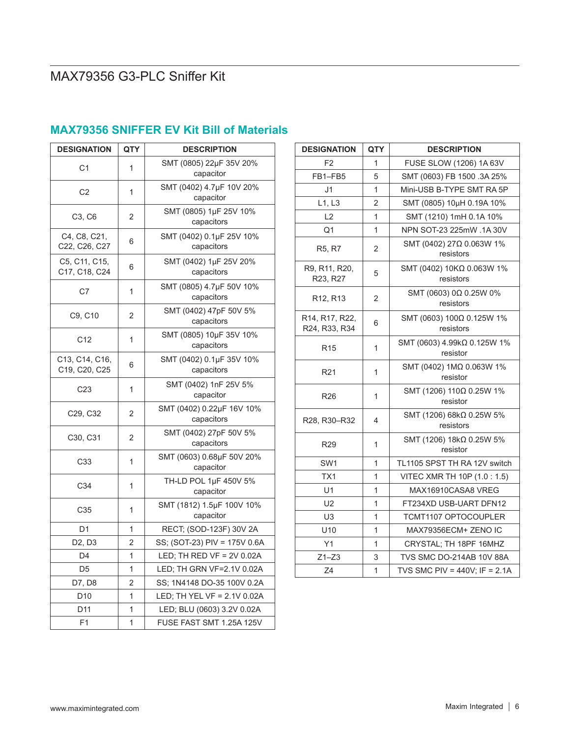# MAX79356 G3-PLC Sniffer Kit

## MAX79356 SNIFFER EV Kit Bill of Materials

| DESIGNATION | QTY | DESCRIPTION |
|---|---|---|
| C1 | 1 | SMT (0805) 22µF 35V 20% capacitor |
| C2 | 1 | SMT (0402) 4.7µF 10V 20% capacitor |
| C3, C6 | 2 | SMT (0805) 1µF 25V 10% capacitors |
| C4, C8, C21, C22, C26, C27 | 6 | SMT (0402) 0.1µF 25V 10% capacitors |
| C5, C11, C15, C17, C18, C24 | 6 | SMT (0402) 1µF 25V 20% capacitors |
| C7 | 1 | SMT (0805) 4.7µF 50V 10% capacitors |
| C9, C10 | 2 | SMT (0402) 47pF 50V 5% capacitors |
| C12 | 1 | SMT (0805) 10µF 35V 10% capacitors |
| C13, C14, C16, C19, C20, C25 | 6 | SMT (0402) 0.1µF 35V 10% capacitors |
| C23 | 1 | SMT (0402) 1nF 25V 5% capacitor |
| C29, C32 | 2 | SMT (0402) 0.22µF 16V 10% capacitors |
| C30, C31 | 2 | SMT (0402) 27pF 50V 5% capacitors |
| C33 | 1 | SMT (0603) 0.68µF 50V 20% capacitor |
| C34 | 1 | TH-LD POL 1µF 450V 5% capacitor |
| C35 | 1 | SMT (1812) 1.5µF 100V 10% capacitor |
| D1 | 1 | RECT; (SOD-123F) 30V 2A |
| D2, D3 | 2 | SS; (SOT-23) PIV = 175V 0.6A |
| D4 | 1 | LED; TH RED VF = 2V 0.02A |
| D5 | 1 | LED; TH GRN VF=2.1V 0.02A |
| D7, D8 | 2 | SS; 1N4148 DO-35 100V 0.2A |
| D10 | 1 | LED; TH YEL VF = 2.1V 0.02A |
| D11 | 1 | LED; BLU (0603) 3.2V 0.02A |
| F1 | 1 | FUSE FAST SMT 1.25A 125V |
| F2 | 1 | FUSE SLOW (1206) 1A 63V |
| FB1–FB5 | 5 | SMT (0603) FB 1500 .3A 25% |
| J1 | 1 | Mini-USB B-TYPE SMT RA 5P |
| L1, L3 | 2 | SMT (0805) 10µH 0.19A 10% |
| L2 | 1 | SMT (1210) 1mH 0.1A 10% |
| Q1 | 1 | NPN SOT-23 225mW .1A 30V |
| R5, R7 | 2 | SMT (0402) 27Ω 0.063W 1% resistors |
| R9, R11, R20, R23, R27 | 5 | SMT (0402) 10KΩ 0.063W 1% resistors |
| R12, R13 | 2 | SMT (0603) 0Ω 0.25W 0% resistors |
| R14, R17, R22, R24, R33, R34 | 6 | SMT (0603) 100Ω 0.125W 1% resistors |
| R15 | 1 | SMT (0603) 4.99kΩ 0.125W 1% resistor |
| R21 | 1 | SMT (0402) 1MΩ 0.063W 1% resistor |
| R26 | 1 | SMT (1206) 110Ω 0.25W 1% resistor |
| R28, R30–R32 | 4 | SMT (1206) 68kΩ 0.25W 5% resistors |
| R29 | 1 | SMT (1206) 18kΩ 0.25W 5% resistor |
| SW1 | 1 | TL1105 SPST TH RA 12V switch |
| TX1 | 1 | VITEC XMR TH 10P (1.0 : 1.5) |
| U1 | 1 | MAX16910CASA8 VREG |
| U2 | 1 | FT234XD USB-UART DFN12 |
| U3 | 1 | TCMT1107 OPTOCOUPLER |
| U10 | 1 | MAX79356ECM+ ZENO IC |
| Y1 | 1 | CRYSTAL; TH 18PF 16MHZ |
| Z1–Z3 | 3 | TVS SMC DO-214AB 10V 88A |
| Z4 | 1 | TVS SMC PIV = 440V; IF = 2.1A |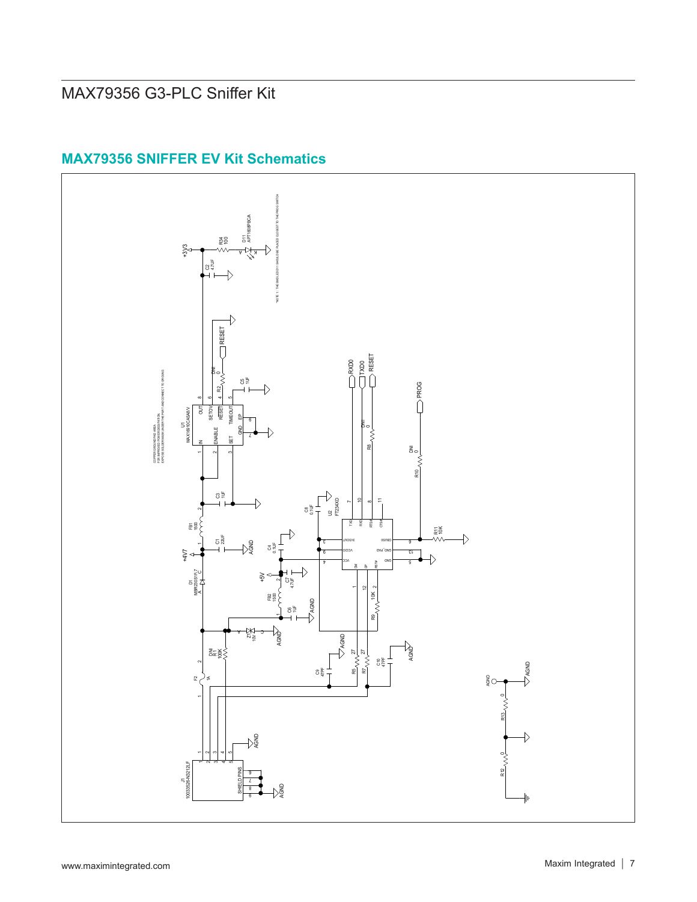# MAX79356 G3-PLC Sniffer Kit

## MAX79356 SNIFFER EV Kit Schematics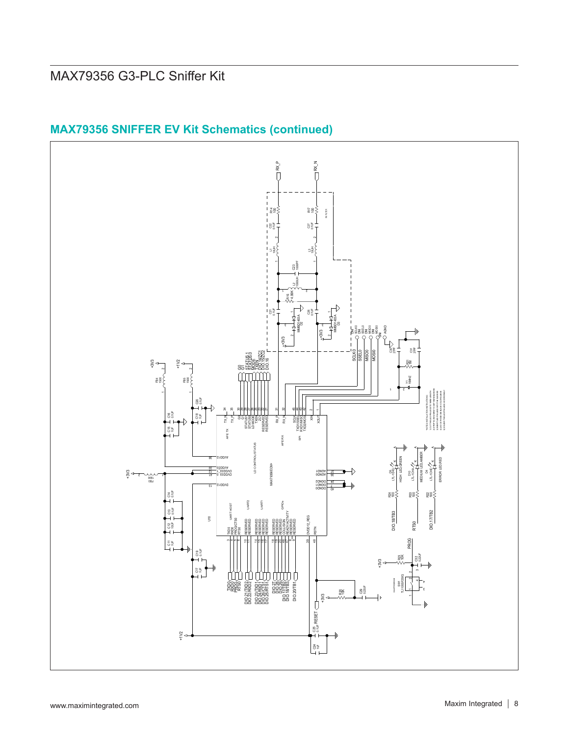# MAX79356 G3-PLC Sniffer Kit

## MAX79356 SNIFFER EV Kit Schematics (continued)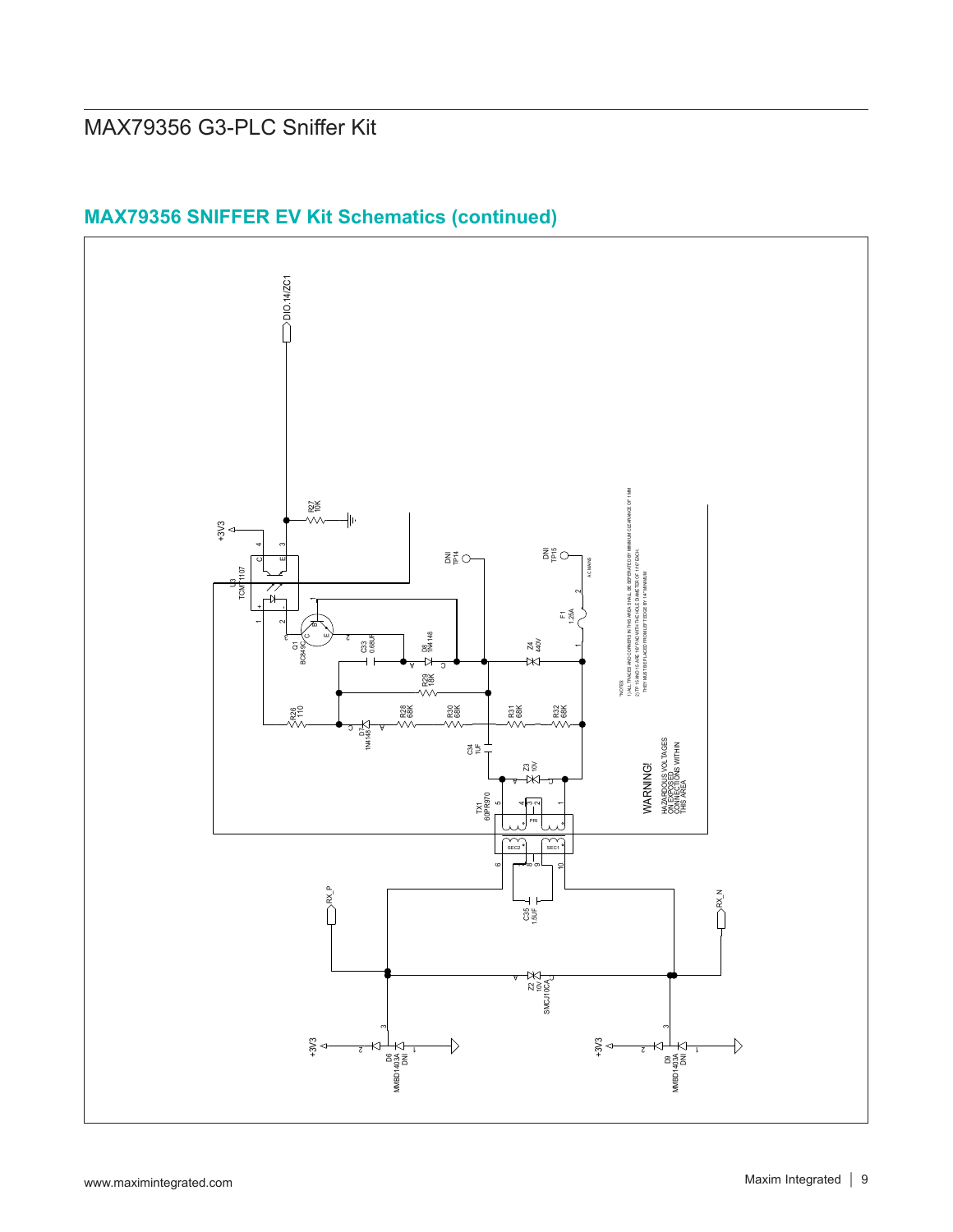## MAX79356 SNIFFER EV Kit Schematics (continued)

DIO.14/ZC1

+3V3

R27
10K

U3
TCMT1107

Q1
BC849C

C33
0.68UF

D8
1N4148

DNI
TP14

DNI
TP15

AC MAINS

F1
1.25A

Z4
440V

R29
1.8K

R26
110

D7
1N4148

R28
68K

R30
68K

R31
68K

R32
68K

C34
1UF

Z3
10V

TX1
60PR970

PRI

SEC2

SEC1

C35
1.5UF

NOTES:
1) ALL TRACES AND CORNERS IN THIS AREA SHALL BE SEPERATED BY MINIMUM CLEARANCE OF 1 MM
2) TP 15 AND 15 ARE 1/8" PAD WITH THE HOLE DIAMETER OF 1/16" EACH.
THEY MUST BE PLACED FROM LEFT EDGE BY 1/4" MINIMUM

WARNING!

HAZARDOUS VOLTAGES
ON EXPOSED
CONNECTIONS WITHIN
THIS AREA

RX_P

RX_N

Z2
10V
SMCJ10CA

+3V3

D6
MMBD1403A
DNI

+3V3

D9
MMBD1403A
DNI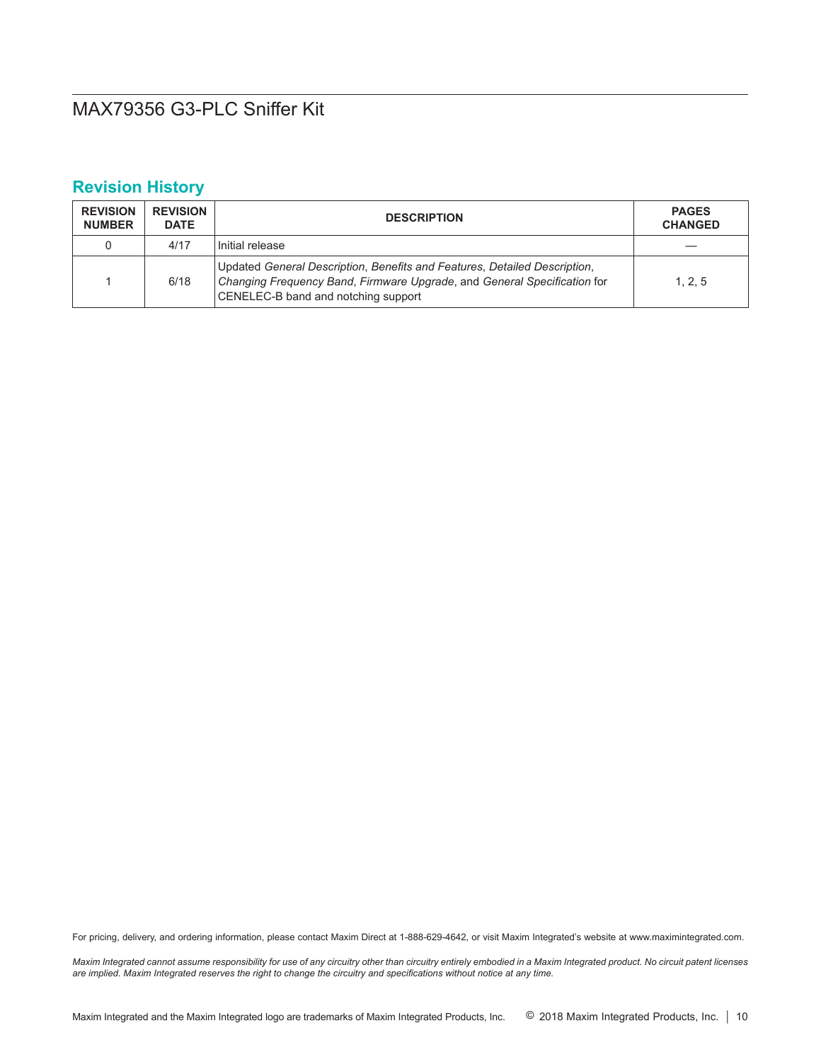## Revision History

| REVISION NUMBER | REVISION DATE | DESCRIPTION | PAGES CHANGED |
|---|---|---|---|
| 0 | 4/17 | Initial release | — |
| 1 | 6/18 | Updated *General Description*, *Benefits and Features*, *Detailed Description*, *Changing Frequency Band*, *Firmware Upgrade*, and *General Specification* for CENELEC-B band and notching support | 1, 2, 5 |

For pricing, delivery, and ordering information, please contact Maxim Direct at 1-888-629-4642, or visit Maxim Integrated's website at www.maximintegrated.com.

*Maxim Integrated cannot assume responsibility for use of any circuitry other than circuitry entirely embodied in a Maxim Integrated product. No circuit patent licenses are implied. Maxim Integrated reserves the right to change the circuitry and specifications without notice at any time.*

Maxim Integrated and the Maxim Integrated logo are trademarks of Maxim Integrated Products, Inc. © 2018 Maxim Integrated Products, Inc.